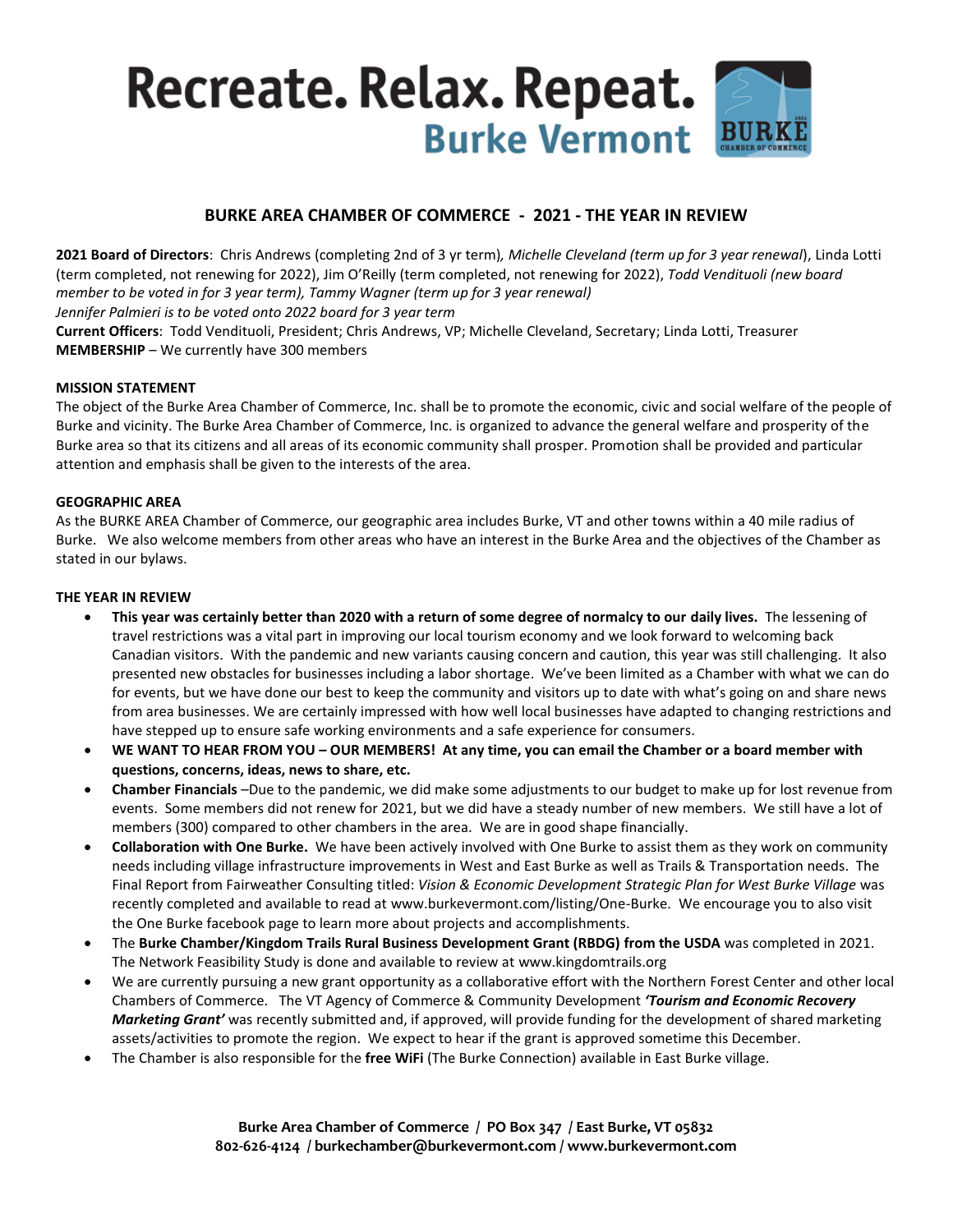# Recreate. Relax. Repeat.

## Burke Vermont

## BURKE AREA CHAMBER OF COMMERCE - 2021 - THE YEAR IN REVIEW

**2021 Board of Directors**: Chris Andrews (completing 2nd of 3 yr term)*, Michelle Cleveland (term up for 3 year renewal*), Linda Lotti (term completed, not renewing for 2022), Jim O'Reilly (term completed, not renewing for 2022), *Todd Vendituoli (new board member to be voted in for 3 year term), Tammy Wagner (term up for 3 year renewal)*
*Jennifer Palmieri is to be voted onto 2022 board for 3 year term*
**Current Officers**: Todd Vendituoli, President; Chris Andrews, VP; Michelle Cleveland, Secretary; Linda Lotti, Treasurer
**MEMBERSHIP** – We currently have 300 members

**MISSION STATEMENT**

The object of the Burke Area Chamber of Commerce, Inc. shall be to promote the economic, civic and social welfare of the people of Burke and vicinity. The Burke Area Chamber of Commerce, Inc. is organized to advance the general welfare and prosperity of the Burke area so that its citizens and all areas of its economic community shall prosper. Promotion shall be provided and particular attention and emphasis shall be given to the interests of the area.

**GEOGRAPHIC AREA**

As the BURKE AREA Chamber of Commerce, our geographic area includes Burke, VT and other towns within a 40 mile radius of Burke. We also welcome members from other areas who have an interest in the Burke Area and the objectives of the Chamber as stated in our bylaws.

**THE YEAR IN REVIEW**

- **This year was certainly better than 2020 with a return of some degree of normalcy to our daily lives.** The lessening of travel restrictions was a vital part in improving our local tourism economy and we look forward to welcoming back Canadian visitors. With the pandemic and new variants causing concern and caution, this year was still challenging. It also presented new obstacles for businesses including a labor shortage. We've been limited as a Chamber with what we can do for events, but we have done our best to keep the community and visitors up to date with what's going on and share news from area businesses. We are certainly impressed with how well local businesses have adapted to changing restrictions and have stepped up to ensure safe working environments and a safe experience for consumers.
- **WE WANT TO HEAR FROM YOU – OUR MEMBERS! At any time, you can email the Chamber or a board member with questions, concerns, ideas, news to share, etc.**
- **Chamber Financials** –Due to the pandemic, we did make some adjustments to our budget to make up for lost revenue from events. Some members did not renew for 2021, but we did have a steady number of new members. We still have a lot of members (300) compared to other chambers in the area. We are in good shape financially.
- **Collaboration with One Burke.** We have been actively involved with One Burke to assist them as they work on community needs including village infrastructure improvements in West and East Burke as well as Trails & Transportation needs. The Final Report from Fairweather Consulting titled: *Vision & Economic Development Strategic Plan for West Burke Village* was recently completed and available to read at www.burkevermont.com/listing/One-Burke. We encourage you to also visit the One Burke facebook page to learn more about projects and accomplishments.
- The **Burke Chamber/Kingdom Trails Rural Business Development Grant (RBDG) from the USDA** was completed in 2021. The Network Feasibility Study is done and available to review at www.kingdomtrails.org
- We are currently pursuing a new grant opportunity as a collaborative effort with the Northern Forest Center and other local Chambers of Commerce. The VT Agency of Commerce & Community Development ***'Tourism and Economic Recovery Marketing Grant'*** was recently submitted and, if approved, will provide funding for the development of shared marketing assets/activities to promote the region. We expect to hear if the grant is approved sometime this December.
- The Chamber is also responsible for the **free WiFi** (The Burke Connection) available in East Burke village.

**Burke Area Chamber of Commerce / PO Box 347 / East Burke, VT 05832**
**802-626-4124 / burkechamber@burkevermont.com / www.burkevermont.com**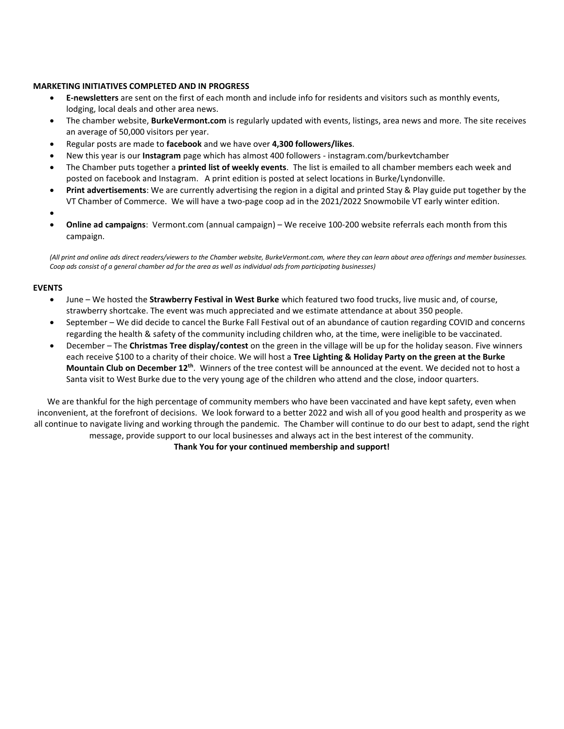**MARKETING INITIATIVES COMPLETED AND IN PROGRESS**

- **E-newsletters** are sent on the first of each month and include info for residents and visitors such as monthly events, lodging, local deals and other area news.
- The chamber website, **BurkeVermont.com** is regularly updated with events, listings, area news and more. The site receives an average of 50,000 visitors per year.
- Regular posts are made to **facebook** and we have over **4,300 followers/likes**.
- New this year is our **Instagram** page which has almost 400 followers - instagram.com/burkevtchamber
- The Chamber puts together a **printed list of weekly events**. The list is emailed to all chamber members each week and posted on facebook and Instagram. A print edition is posted at select locations in Burke/Lyndonville.
- **Print advertisements**: We are currently advertising the region in a digital and printed Stay & Play guide put together by the VT Chamber of Commerce. We will have a two-page coop ad in the 2021/2022 Snowmobile VT early winter edition.
- 
- **Online ad campaigns**: Vermont.com (annual campaign) – We receive 100-200 website referrals each month from this campaign.

*(All print and online ads direct readers/viewers to the Chamber website, BurkeVermont.com, where they can learn about area offerings and member businesses. Coop ads consist of a general chamber ad for the area as well as individual ads from participating businesses)*

**EVENTS**

- June – We hosted the **Strawberry Festival in West Burke** which featured two food trucks, live music and, of course, strawberry shortcake. The event was much appreciated and we estimate attendance at about 350 people.
- September – We did decide to cancel the Burke Fall Festival out of an abundance of caution regarding COVID and concerns regarding the health & safety of the community including children who, at the time, were ineligible to be vaccinated.
- December – The **Christmas Tree display/contest** on the green in the village will be up for the holiday season. Five winners each receive $100 to a charity of their choice. We will host a **Tree Lighting & Holiday Party on the green at the Burke Mountain Club on December 12th**. Winners of the tree contest will be announced at the event. We decided not to host a Santa visit to West Burke due to the very young age of the children who attend and the close, indoor quarters.

We are thankful for the high percentage of community members who have been vaccinated and have kept safety, even when inconvenient, at the forefront of decisions. We look forward to a better 2022 and wish all of you good health and prosperity as we all continue to navigate living and working through the pandemic. The Chamber will continue to do our best to adapt, send the right message, provide support to our local businesses and always act in the best interest of the community.

**Thank You for your continued membership and support!**